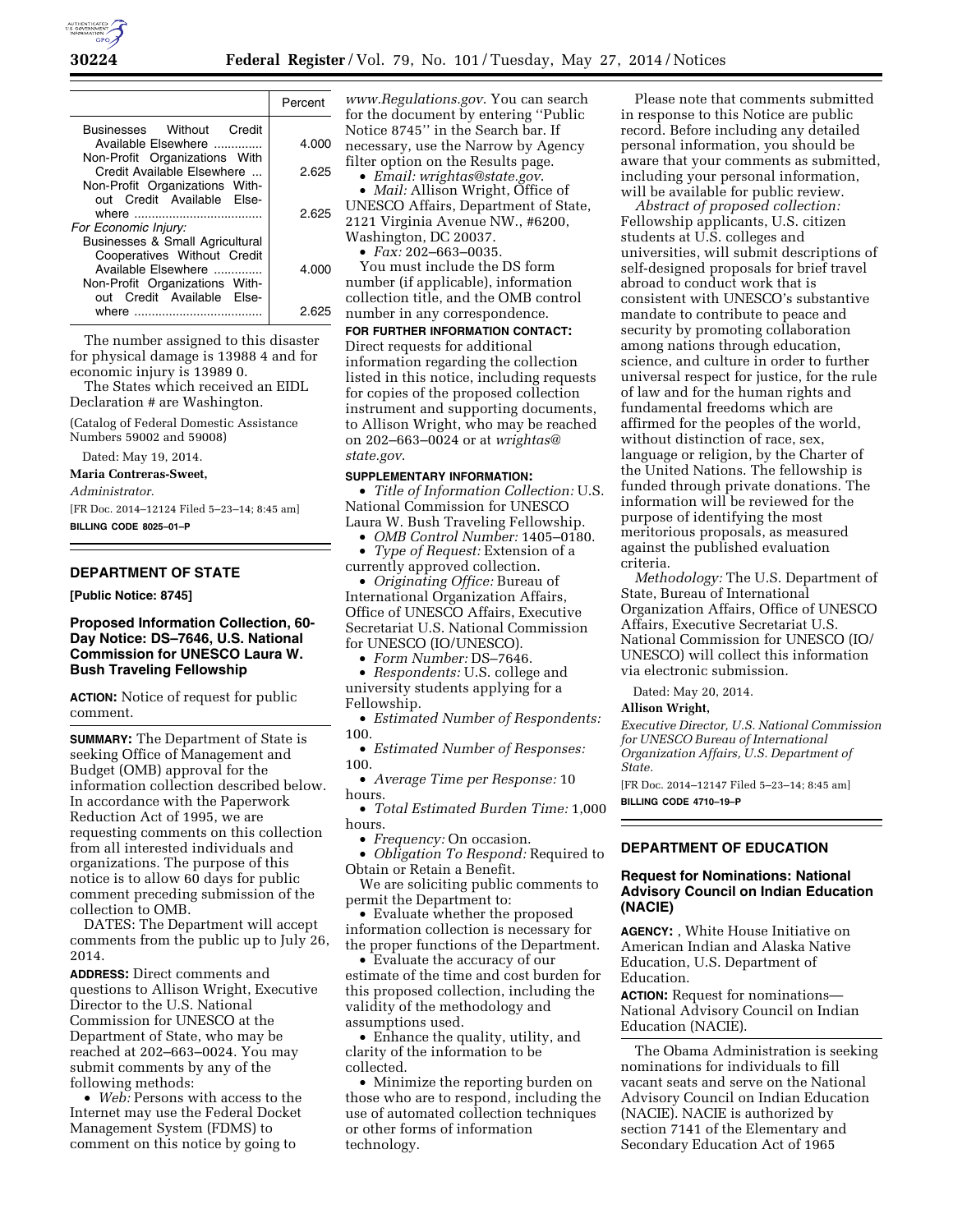| | Percent |
|---|---|
| Businesses Without Credit Available Elsewhere | 4.000 |
| Non-Profit Organizations With Credit Available Elsewhere | 2.625 |
| Non-Profit Organizations Without Credit Available Elsewhere | 2.625 |
| *For Economic Injury:* | |
| Businesses & Small Agricultural Cooperatives Without Credit Available Elsewhere | 4.000 |
| Non-Profit Organizations Without Credit Available Elsewhere | 2.625 |

The number assigned to this disaster for physical damage is 13988 4 and for economic injury is 13989 0.

The States which received an EIDL Declaration # are Washington.

(Catalog of Federal Domestic Assistance Numbers 59002 and 59008)

Dated: May 19, 2014.

**Maria Contreras-Sweet,**

*Administrator.*

[FR Doc. 2014–12124 Filed 5–23–14; 8:45 am]

**BILLING CODE 8025–01–P**

## DEPARTMENT OF STATE

**[Public Notice: 8745]**

### Proposed Information Collection, 60-Day Notice: DS–7646, U.S. National Commission for UNESCO Laura W. Bush Traveling Fellowship

**ACTION:** Notice of request for public comment.

**SUMMARY:** The Department of State is seeking Office of Management and Budget (OMB) approval for the information collection described below. In accordance with the Paperwork Reduction Act of 1995, we are requesting comments on this collection from all interested individuals and organizations. The purpose of this notice is to allow 60 days for public comment preceding submission of the collection to OMB.

DATES: The Department will accept comments from the public up to July 26, 2014.

**ADDRESS:** Direct comments and questions to Allison Wright, Executive Director to the U.S. National Commission for UNESCO at the Department of State, who may be reached at 202–663–0024. You may submit comments by any of the following methods:

- *Web:* Persons with access to the Internet may use the Federal Docket Management System (FDMS) to comment on this notice by going to *www.Regulations.gov*. You can search for the document by entering ''Public Notice 8745'' in the Search bar. If necessary, use the Narrow by Agency filter option on the Results page.
- *Email: wrightas@state.gov*.
- *Mail:* Allison Wright, Office of UNESCO Affairs, Department of State, 2121 Virginia Avenue NW., #6200, Washington, DC 20037.
- *Fax:* 202–663–0035.

You must include the DS form number (if applicable), information collection title, and the OMB control number in any correspondence.

**FOR FURTHER INFORMATION CONTACT:** Direct requests for additional information regarding the collection listed in this notice, including requests for copies of the proposed collection instrument and supporting documents, to Allison Wright, who may be reached on 202–663–0024 or at *wrightas@state.gov*.

**SUPPLEMENTARY INFORMATION:**

- *Title of Information Collection:* U.S. National Commission for UNESCO Laura W. Bush Traveling Fellowship.
- *OMB Control Number:* 1405–0180.
- *Type of Request:* Extension of a currently approved collection.
- *Originating Office:* Bureau of International Organization Affairs, Office of UNESCO Affairs, Executive Secretariat U.S. National Commission for UNESCO (IO/UNESCO).
- *Form Number:* DS–7646.
- *Respondents:* U.S. college and university students applying for a Fellowship.
- *Estimated Number of Respondents:* 100.
- *Estimated Number of Responses:* 100.
- *Average Time per Response:* 10 hours.
- *Total Estimated Burden Time:* 1,000 hours.
- *Frequency:* On occasion.
- *Obligation To Respond:* Required to Obtain or Retain a Benefit.

We are soliciting public comments to permit the Department to:

- Evaluate whether the proposed information collection is necessary for the proper functions of the Department.
- Evaluate the accuracy of our estimate of the time and cost burden for this proposed collection, including the validity of the methodology and assumptions used.
- Enhance the quality, utility, and clarity of the information to be collected.
- Minimize the reporting burden on those who are to respond, including the use of automated collection techniques or other forms of information technology.

Please note that comments submitted in response to this Notice are public record. Before including any detailed personal information, you should be aware that your comments as submitted, including your personal information, will be available for public review.

*Abstract of proposed collection:* Fellowship applicants, U.S. citizen students at U.S. colleges and universities, will submit descriptions of self-designed proposals for brief travel abroad to conduct work that is consistent with UNESCO's substantive mandate to contribute to peace and security by promoting collaboration among nations through education, science, and culture in order to further universal respect for justice, for the rule of law and for the human rights and fundamental freedoms which are affirmed for the peoples of the world, without distinction of race, sex, language or religion, by the Charter of the United Nations. The fellowship is funded through private donations. The information will be reviewed for the purpose of identifying the most meritorious proposals, as measured against the published evaluation criteria.

*Methodology:* The U.S. Department of State, Bureau of International Organization Affairs, Office of UNESCO Affairs, Executive Secretariat U.S. National Commission for UNESCO (IO/UNESCO) will collect this information via electronic submission.

Dated: May 20, 2014.

**Allison Wright,**

*Executive Director, U.S. National Commission for UNESCO Bureau of International Organization Affairs, U.S. Department of State.*

[FR Doc. 2014–12147 Filed 5–23–14; 8:45 am]

**BILLING CODE 4710–19–P**

## DEPARTMENT OF EDUCATION

### Request for Nominations: National Advisory Council on Indian Education (NACIE)

**AGENCY:** , White House Initiative on American Indian and Alaska Native Education, U.S. Department of Education.

**ACTION:** Request for nominations—National Advisory Council on Indian Education (NACIE).

The Obama Administration is seeking nominations for individuals to fill vacant seats and serve on the National Advisory Council on Indian Education (NACIE). NACIE is authorized by section 7141 of the Elementary and Secondary Education Act of 1965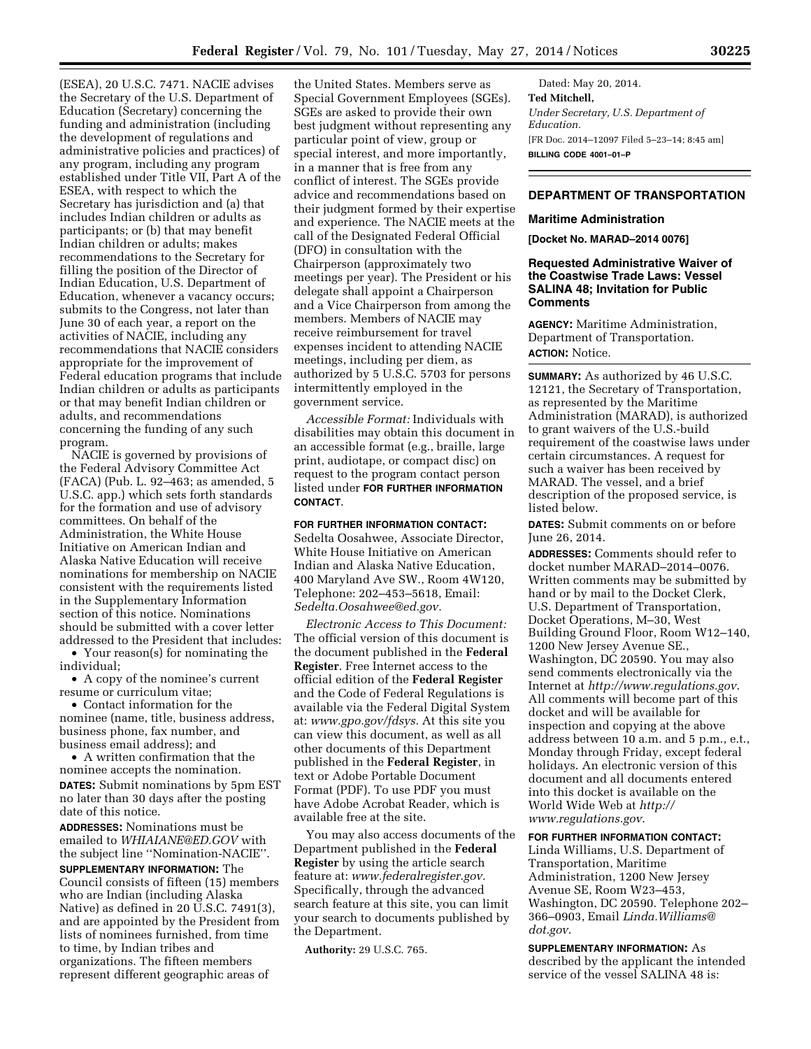(ESEA), 20 U.S.C. 7471. NACIE advises the Secretary of the U.S. Department of Education (Secretary) concerning the funding and administration (including the development of regulations and administrative policies and practices) of any program, including any program established under Title VII, Part A of the ESEA, with respect to which the Secretary has jurisdiction and (a) that includes Indian children or adults as participants; or (b) that may benefit Indian children or adults; makes recommendations to the Secretary for filling the position of the Director of Indian Education, U.S. Department of Education, whenever a vacancy occurs; submits to the Congress, not later than June 30 of each year, a report on the activities of NACIE, including any recommendations that NACIE considers appropriate for the improvement of Federal education programs that include Indian children or adults as participants or that may benefit Indian children or adults, and recommendations concerning the funding of any such program.

NACIE is governed by provisions of the Federal Advisory Committee Act (FACA) (Pub. L. 92–463; as amended, 5 U.S.C. app.) which sets forth standards for the formation and use of advisory committees. On behalf of the Administration, the White House Initiative on American Indian and Alaska Native Education will receive nominations for membership on NACIE consistent with the requirements listed in the Supplementary Information section of this notice. Nominations should be submitted with a cover letter addressed to the President that includes:

- Your reason(s) for nominating the individual;
- A copy of the nominee's current resume or curriculum vitae;
- Contact information for the nominee (name, title, business address, business phone, fax number, and business email address); and
- A written confirmation that the nominee accepts the nomination.

**DATES:** Submit nominations by 5pm EST no later than 30 days after the posting date of this notice.

**ADDRESSES:** Nominations must be emailed to *WHIAIANE@ED.GOV* with the subject line ''Nomination-NACIE''.

**SUPPLEMENTARY INFORMATION:** The Council consists of fifteen (15) members who are Indian (including Alaska Native) as defined in 20 U.S.C. 7491(3), and are appointed by the President from lists of nominees furnished, from time to time, by Indian tribes and organizations. The fifteen members represent different geographic areas of the United States. Members serve as Special Government Employees (SGEs). SGEs are asked to provide their own best judgment without representing any particular point of view, group or special interest, and more importantly, in a manner that is free from any conflict of interest. The SGEs provide advice and recommendations based on their judgment formed by their expertise and experience. The NACIE meets at the call of the Designated Federal Official (DFO) in consultation with the Chairperson (approximately two meetings per year). The President or his delegate shall appoint a Chairperson and a Vice Chairperson from among the members. Members of NACIE may receive reimbursement for travel expenses incident to attending NACIE meetings, including per diem, as authorized by 5 U.S.C. 5703 for persons intermittently employed in the government service.

*Accessible Format:* Individuals with disabilities may obtain this document in an accessible format (e.g., braille, large print, audiotape, or compact disc) on request to the program contact person listed under **FOR FURTHER INFORMATION CONTACT**.

**FOR FURTHER INFORMATION CONTACT:** Sedelta Oosahwee, Associate Director, White House Initiative on American Indian and Alaska Native Education, 400 Maryland Ave SW., Room 4W120, Telephone: 202–453–5618, Email: *Sedelta.Oosahwee@ed.gov.*

*Electronic Access to This Document:* The official version of this document is the document published in the **Federal Register**. Free Internet access to the official edition of the **Federal Register** and the Code of Federal Regulations is available via the Federal Digital System at: *www.gpo.gov/fdsys.* At this site you can view this document, as well as all other documents of this Department published in the **Federal Register**, in text or Adobe Portable Document Format (PDF). To use PDF you must have Adobe Acrobat Reader, which is available free at the site.

You may also access documents of the Department published in the **Federal Register** by using the article search feature at: *www.federalregister.gov.* Specifically, through the advanced search feature at this site, you can limit your search to documents published by the Department.

**Authority:** 29 U.S.C. 765.

Dated: May 20, 2014.

**Ted Mitchell,**

*Under Secretary, U.S. Department of Education.*

[FR Doc. 2014–12097 Filed 5–23–14; 8:45 am]

**BILLING CODE 4001–01–P**

## DEPARTMENT OF TRANSPORTATION

### Maritime Administration

**[Docket No. MARAD–2014 0076]**

### Requested Administrative Waiver of the Coastwise Trade Laws: Vessel SALINA 48; Invitation for Public Comments

**AGENCY:** Maritime Administration, Department of Transportation.

**ACTION:** Notice.

**SUMMARY:** As authorized by 46 U.S.C. 12121, the Secretary of Transportation, as represented by the Maritime Administration (MARAD), is authorized to grant waivers of the U.S.-build requirement of the coastwise laws under certain circumstances. A request for such a waiver has been received by MARAD. The vessel, and a brief description of the proposed service, is listed below.

**DATES:** Submit comments on or before June 26, 2014.

**ADDRESSES:** Comments should refer to docket number MARAD–2014–0076. Written comments may be submitted by hand or by mail to the Docket Clerk, U.S. Department of Transportation, Docket Operations, M–30, West Building Ground Floor, Room W12–140, 1200 New Jersey Avenue SE., Washington, DC 20590. You may also send comments electronically via the Internet at *http://www.regulations.gov*. All comments will become part of this docket and will be available for inspection and copying at the above address between 10 a.m. and 5 p.m., e.t., Monday through Friday, except federal holidays. An electronic version of this document and all documents entered into this docket is available on the World Wide Web at *http://www.regulations.gov*.

**FOR FURTHER INFORMATION CONTACT:** Linda Williams, U.S. Department of Transportation, Maritime Administration, 1200 New Jersey Avenue SE, Room W23–453, Washington, DC 20590. Telephone 202–366–0903, Email *Linda.Williams@dot.gov*.

**SUPPLEMENTARY INFORMATION:** As described by the applicant the intended service of the vessel SALINA 48 is: